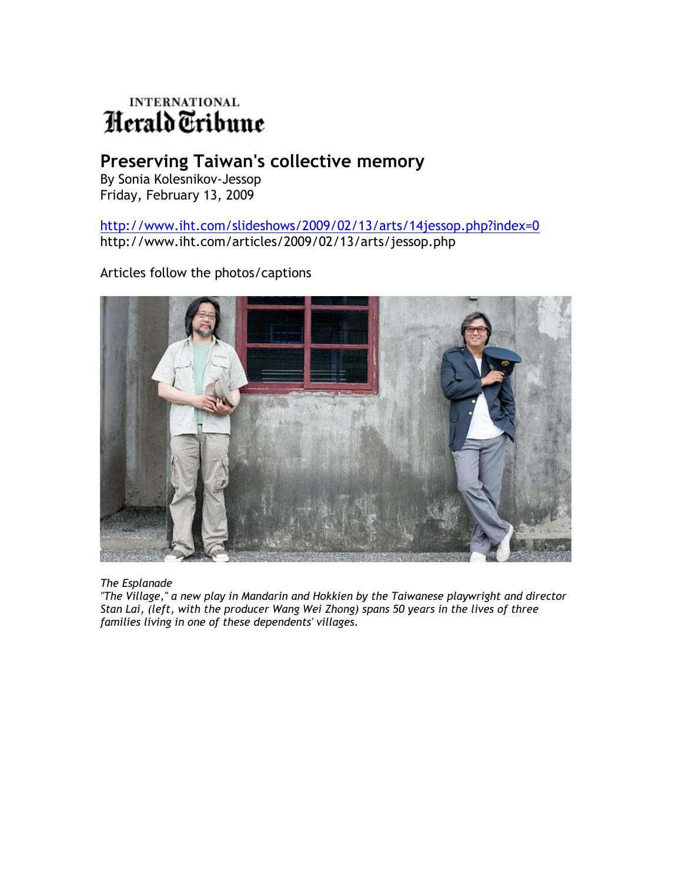INTERNATIONAL
Herald Tribune

# Preserving Taiwan's collective memory

By Sonia Kolesnikov-Jessop
Friday, February 13, 2009

http://www.iht.com/slideshows/2009/02/13/arts/14jessop.php?index=0
http://www.iht.com/articles/2009/02/13/arts/jessop.php

Articles follow the photos/captions

*The Esplanade*
*"The Village," a new play in Mandarin and Hokkien by the Taiwanese playwright and director Stan Lai, (left, with the producer Wang Wei Zhong) spans 50 years in the lives of three families living in one of these dependents' villages.*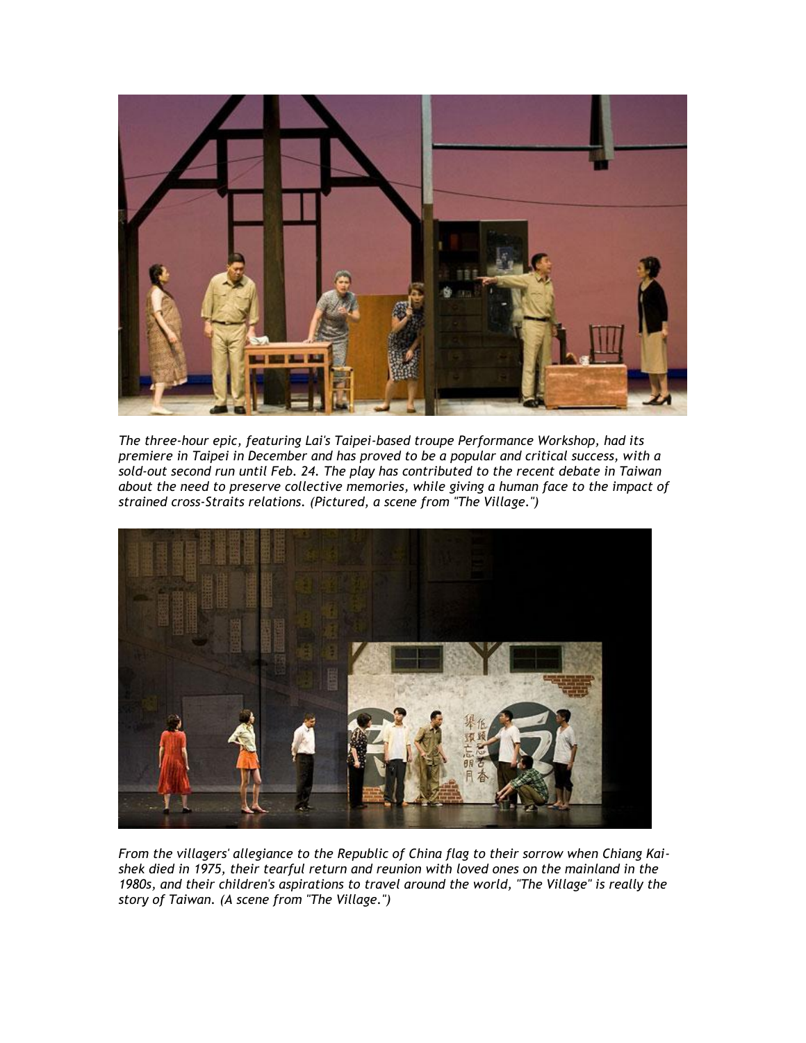*The three-hour epic, featuring Lai's Taipei-based troupe Performance Workshop, had its premiere in Taipei in December and has proved to be a popular and critical success, with a sold-out second run until Feb. 24. The play has contributed to the recent debate in Taiwan about the need to preserve collective memories, while giving a human face to the impact of strained cross-Straits relations. (Pictured, a scene from "The Village.")*

*From the villagers' allegiance to the Republic of China flag to their sorrow when Chiang Kai-shek died in 1975, their tearful return and reunion with loved ones on the mainland in the 1980s, and their children's aspirations to travel around the world, "The Village" is really the story of Taiwan. (A scene from "The Village.")*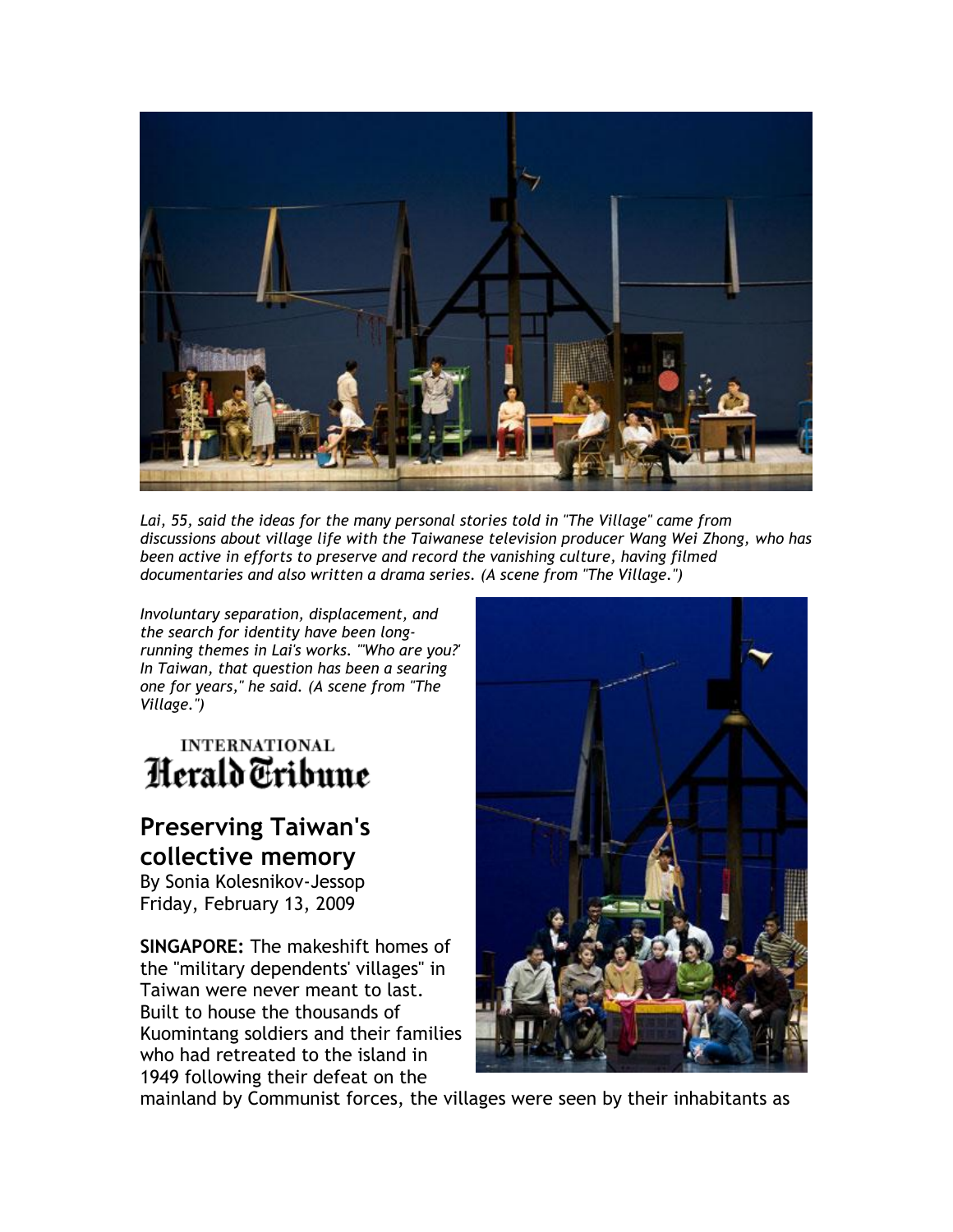*Lai, 55, said the ideas for the many personal stories told in "The Village" came from discussions about village life with the Taiwanese television producer Wang Wei Zhong, who has been active in efforts to preserve and record the vanishing culture, having filmed documentaries and also written a drama series. (A scene from "The Village.")*

*Involuntary separation, displacement, and the search for identity have been long-running themes in Lai's works. "'Who are you?' In Taiwan, that question has been a searing one for years," he said. (A scene from "The Village.")*

INTERNATIONAL
**Herald Tribune**

## Preserving Taiwan's collective memory

By Sonia Kolesnikov-Jessop
Friday, February 13, 2009

**SINGAPORE:** The makeshift homes of the "military dependents' villages" in Taiwan were never meant to last. Built to house the thousands of Kuomintang soldiers and their families who had retreated to the island in 1949 following their defeat on the mainland by Communist forces, the villages were seen by their inhabitants as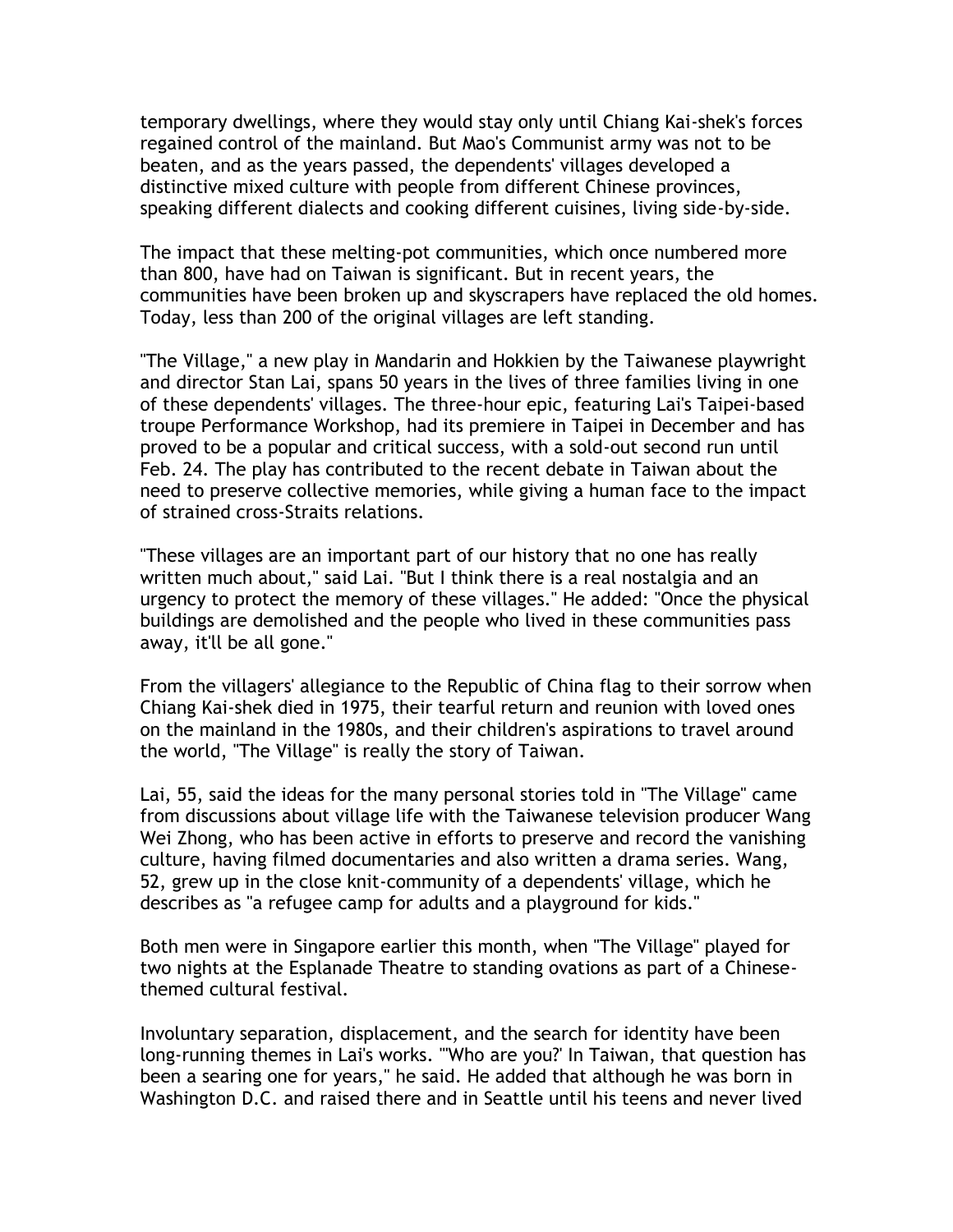temporary dwellings, where they would stay only until Chiang Kai-shek's forces regained control of the mainland. But Mao's Communist army was not to be beaten, and as the years passed, the dependents' villages developed a distinctive mixed culture with people from different Chinese provinces, speaking different dialects and cooking different cuisines, living side-by-side.

The impact that these melting-pot communities, which once numbered more than 800, have had on Taiwan is significant. But in recent years, the communities have been broken up and skyscrapers have replaced the old homes. Today, less than 200 of the original villages are left standing.

"The Village," a new play in Mandarin and Hokkien by the Taiwanese playwright and director Stan Lai, spans 50 years in the lives of three families living in one of these dependents' villages. The three-hour epic, featuring Lai's Taipei-based troupe Performance Workshop, had its premiere in Taipei in December and has proved to be a popular and critical success, with a sold-out second run until Feb. 24. The play has contributed to the recent debate in Taiwan about the need to preserve collective memories, while giving a human face to the impact of strained cross-Straits relations.

"These villages are an important part of our history that no one has really written much about," said Lai. "But I think there is a real nostalgia and an urgency to protect the memory of these villages." He added: "Once the physical buildings are demolished and the people who lived in these communities pass away, it'll be all gone."

From the villagers' allegiance to the Republic of China flag to their sorrow when Chiang Kai-shek died in 1975, their tearful return and reunion with loved ones on the mainland in the 1980s, and their children's aspirations to travel around the world, "The Village" is really the story of Taiwan.

Lai, 55, said the ideas for the many personal stories told in "The Village" came from discussions about village life with the Taiwanese television producer Wang Wei Zhong, who has been active in efforts to preserve and record the vanishing culture, having filmed documentaries and also written a drama series. Wang, 52, grew up in the close knit-community of a dependents' village, which he describes as "a refugee camp for adults and a playground for kids."

Both men were in Singapore earlier this month, when "The Village" played for two nights at the Esplanade Theatre to standing ovations as part of a Chinese-themed cultural festival.

Involuntary separation, displacement, and the search for identity have been long-running themes in Lai's works. "'Who are you?' In Taiwan, that question has been a searing one for years," he said. He added that although he was born in Washington D.C. and raised there and in Seattle until his teens and never lived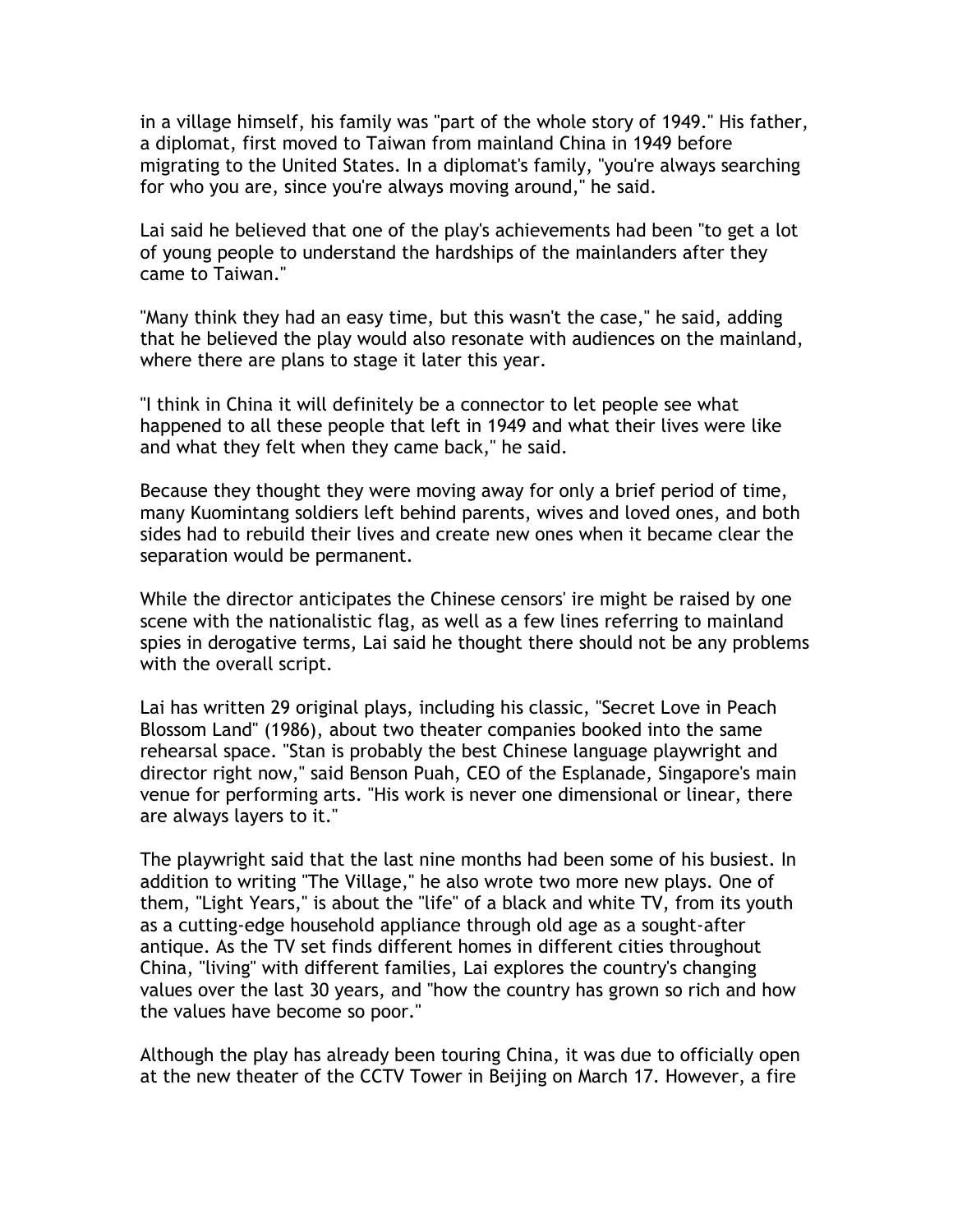in a village himself, his family was "part of the whole story of 1949." His father, a diplomat, first moved to Taiwan from mainland China in 1949 before migrating to the United States. In a diplomat's family, "you're always searching for who you are, since you're always moving around," he said.

Lai said he believed that one of the play's achievements had been "to get a lot of young people to understand the hardships of the mainlanders after they came to Taiwan."

"Many think they had an easy time, but this wasn't the case," he said, adding that he believed the play would also resonate with audiences on the mainland, where there are plans to stage it later this year.

"I think in China it will definitely be a connector to let people see what happened to all these people that left in 1949 and what their lives were like and what they felt when they came back," he said.

Because they thought they were moving away for only a brief period of time, many Kuomintang soldiers left behind parents, wives and loved ones, and both sides had to rebuild their lives and create new ones when it became clear the separation would be permanent.

While the director anticipates the Chinese censors' ire might be raised by one scene with the nationalistic flag, as well as a few lines referring to mainland spies in derogative terms, Lai said he thought there should not be any problems with the overall script.

Lai has written 29 original plays, including his classic, "Secret Love in Peach Blossom Land" (1986), about two theater companies booked into the same rehearsal space. "Stan is probably the best Chinese language playwright and director right now," said Benson Puah, CEO of the Esplanade, Singapore's main venue for performing arts. "His work is never one dimensional or linear, there are always layers to it."

The playwright said that the last nine months had been some of his busiest. In addition to writing "The Village," he also wrote two more new plays. One of them, "Light Years," is about the "life" of a black and white TV, from its youth as a cutting-edge household appliance through old age as a sought-after antique. As the TV set finds different homes in different cities throughout China, "living" with different families, Lai explores the country's changing values over the last 30 years, and "how the country has grown so rich and how the values have become so poor."

Although the play has already been touring China, it was due to officially open at the new theater of the CCTV Tower in Beijing on March 17. However, a fire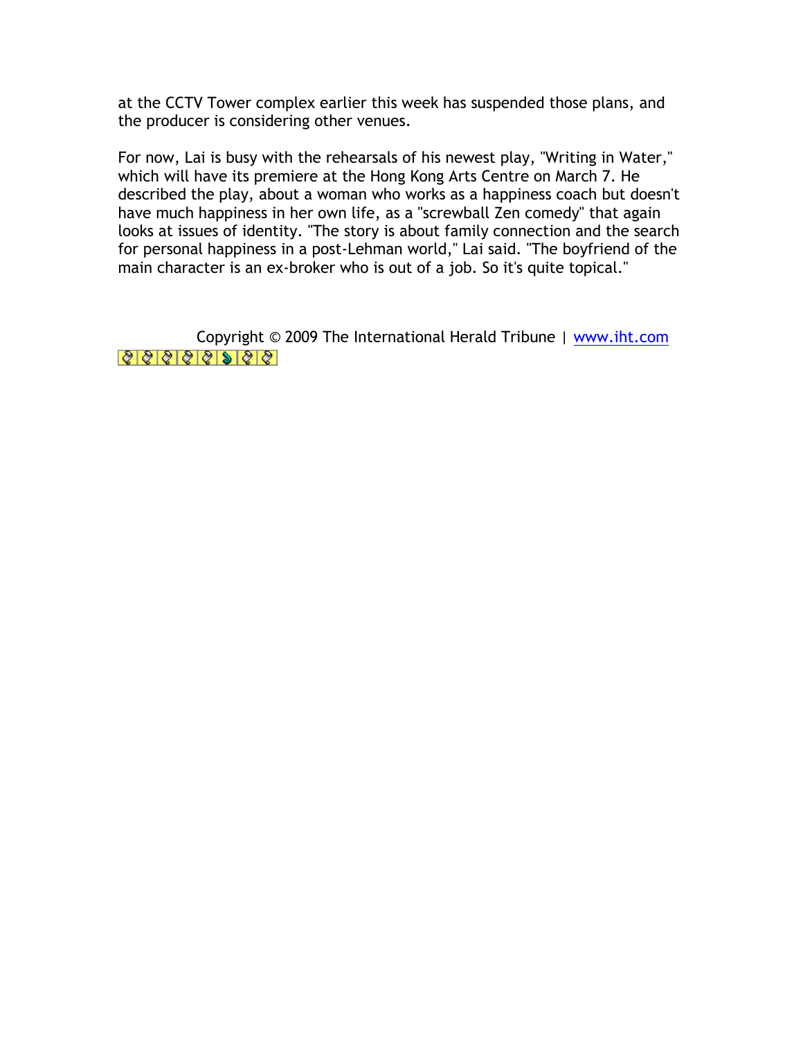at the CCTV Tower complex earlier this week has suspended those plans, and the producer is considering other venues.

For now, Lai is busy with the rehearsals of his newest play, "Writing in Water," which will have its premiere at the Hong Kong Arts Centre on March 7. He described the play, about a woman who works as a happiness coach but doesn't have much happiness in her own life, as a "screwball Zen comedy" that again looks at issues of identity. "The story is about family connection and the search for personal happiness in a post-Lehman world," Lai said. "The boyfriend of the main character is an ex-broker who is out of a job. So it's quite topical."

Copyright © 2009 The International Herald Tribune | www.iht.com